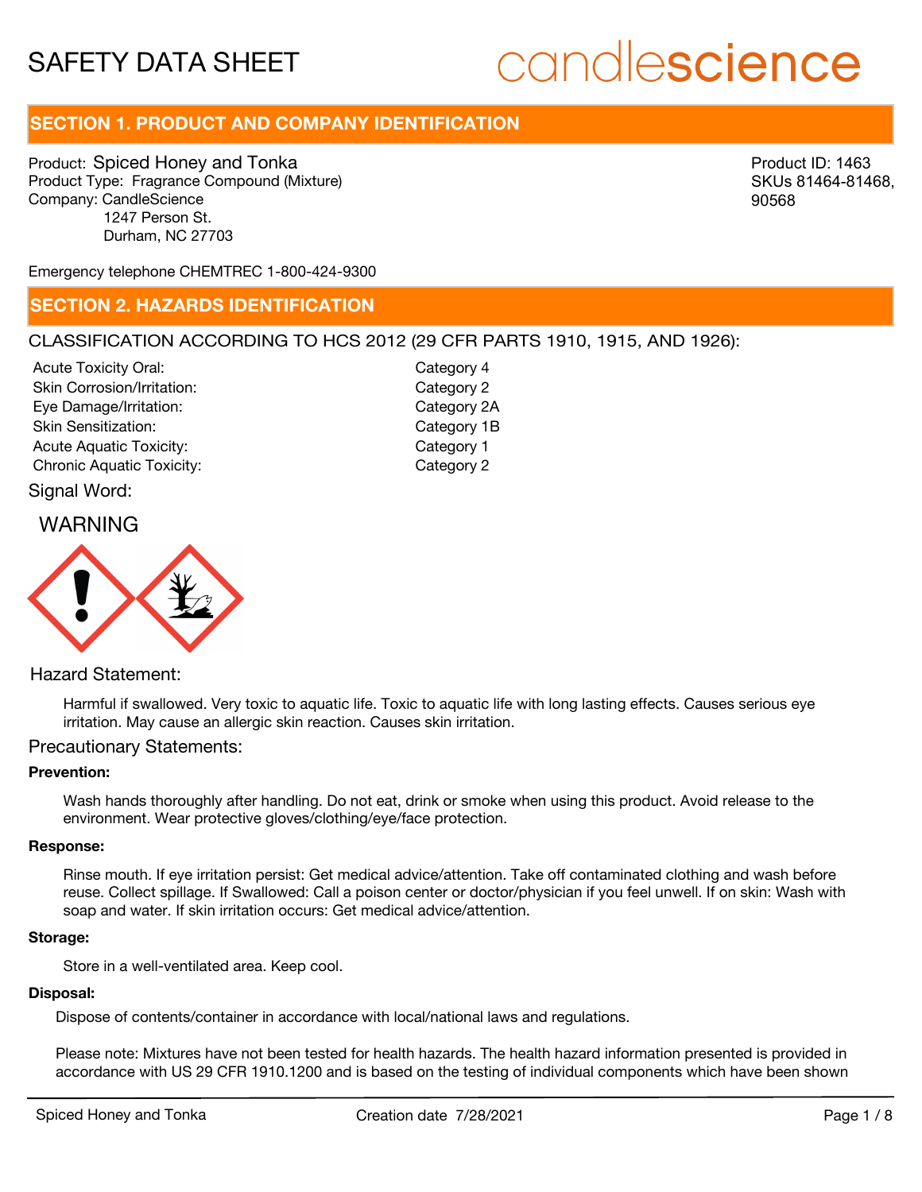# SAFETY DATA SHEET

candlescience

## SECTION 1. PRODUCT AND COMPANY IDENTIFICATION

Product: Spiced Honey and Tonka
Product Type: Fragrance Compound (Mixture)
Company: CandleScience
1247 Person St.
Durham, NC 27703

Product ID: 1463
SKUs 81464-81468, 90568

Emergency telephone CHEMTREC 1-800-424-9300

## SECTION 2. HAZARDS IDENTIFICATION

CLASSIFICATION ACCORDING TO HCS 2012 (29 CFR PARTS 1910, 1915, AND 1926):

| | |
|---|---|
| Acute Toxicity Oral: | Category 4 |
| Skin Corrosion/Irritation: | Category 2 |
| Eye Damage/Irritation: | Category 2A |
| Skin Sensitization: | Category 1B |
| Acute Aquatic Toxicity: | Category 1 |
| Chronic Aquatic Toxicity: | Category 2 |

Signal Word:

WARNING

Hazard Statement:

Harmful if swallowed. Very toxic to aquatic life. Toxic to aquatic life with long lasting effects. Causes serious eye irritation. May cause an allergic skin reaction. Causes skin irritation.

Precautionary Statements:

**Prevention:**

Wash hands thoroughly after handling. Do not eat, drink or smoke when using this product. Avoid release to the environment. Wear protective gloves/clothing/eye/face protection.

**Response:**

Rinse mouth. If eye irritation persist: Get medical advice/attention. Take off contaminated clothing and wash before reuse. Collect spillage. If Swallowed: Call a poison center or doctor/physician if you feel unwell. If on skin: Wash with soap and water. If skin irritation occurs: Get medical advice/attention.

**Storage:**

Store in a well-ventilated area. Keep cool.

**Disposal:**

Dispose of contents/container in accordance with local/national laws and regulations.

Please note: Mixtures have not been tested for health hazards. The health hazard information presented is provided in accordance with US 29 CFR 1910.1200 and is based on the testing of individual components which have been shown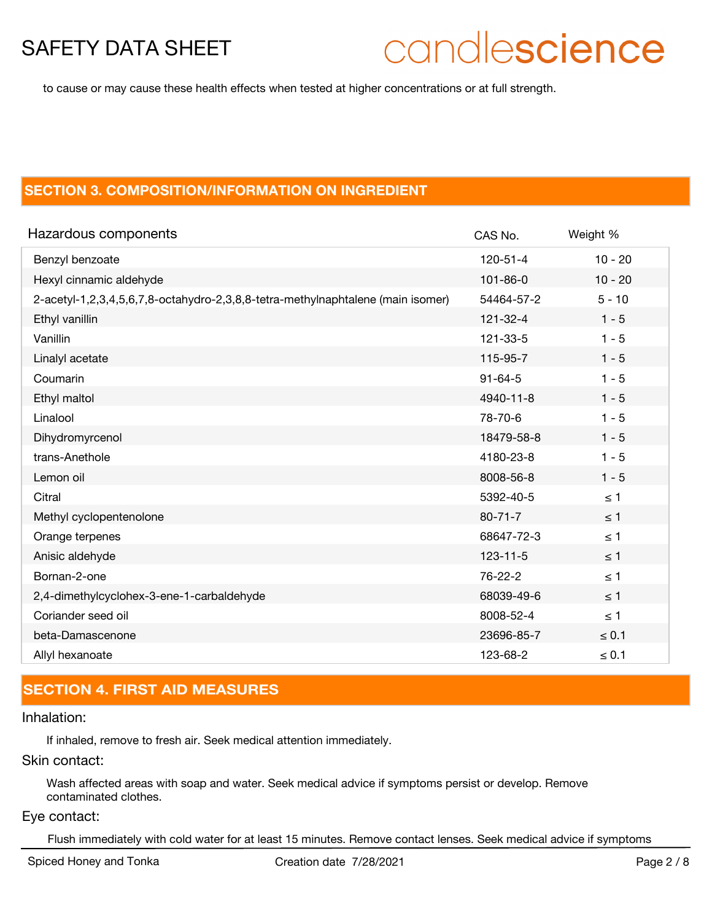to cause or may cause these health effects when tested at higher concentrations or at full strength.

## SECTION 3. COMPOSITION/INFORMATION ON INGREDIENT

| Hazardous components | CAS No. | Weight % |
|---|---|---|
| Benzyl benzoate | 120-51-4 | 10 - 20 |
| Hexyl cinnamic aldehyde | 101-86-0 | 10 - 20 |
| 2-acetyl-1,2,3,4,5,6,7,8-octahydro-2,3,8,8-tetra-methylnaphtalene (main isomer) | 54464-57-2 | 5 - 10 |
| Ethyl vanillin | 121-32-4 | 1 - 5 |
| Vanillin | 121-33-5 | 1 - 5 |
| Linalyl acetate | 115-95-7 | 1 - 5 |
| Coumarin | 91-64-5 | 1 - 5 |
| Ethyl maltol | 4940-11-8 | 1 - 5 |
| Linalool | 78-70-6 | 1 - 5 |
| Dihydromyrcenol | 18479-58-8 | 1 - 5 |
| trans-Anethole | 4180-23-8 | 1 - 5 |
| Lemon oil | 8008-56-8 | 1 - 5 |
| Citral | 5392-40-5 | ≤ 1 |
| Methyl cyclopentenolone | 80-71-7 | ≤ 1 |
| Orange terpenes | 68647-72-3 | ≤ 1 |
| Anisic aldehyde | 123-11-5 | ≤ 1 |
| Bornan-2-one | 76-22-2 | ≤ 1 |
| 2,4-dimethylcyclohex-3-ene-1-carbaldehyde | 68039-49-6 | ≤ 1 |
| Coriander seed oil | 8008-52-4 | ≤ 1 |
| beta-Damascenone | 23696-85-7 | ≤ 0.1 |
| Allyl hexanoate | 123-68-2 | ≤ 0.1 |

## SECTION 4. FIRST AID MEASURES

### Inhalation:

If inhaled, remove to fresh air. Seek medical attention immediately.

### Skin contact:

Wash affected areas with soap and water. Seek medical advice if symptoms persist or develop. Remove contaminated clothes.

### Eye contact:

Flush immediately with cold water for at least 15 minutes. Remove contact lenses. Seek medical advice if symptoms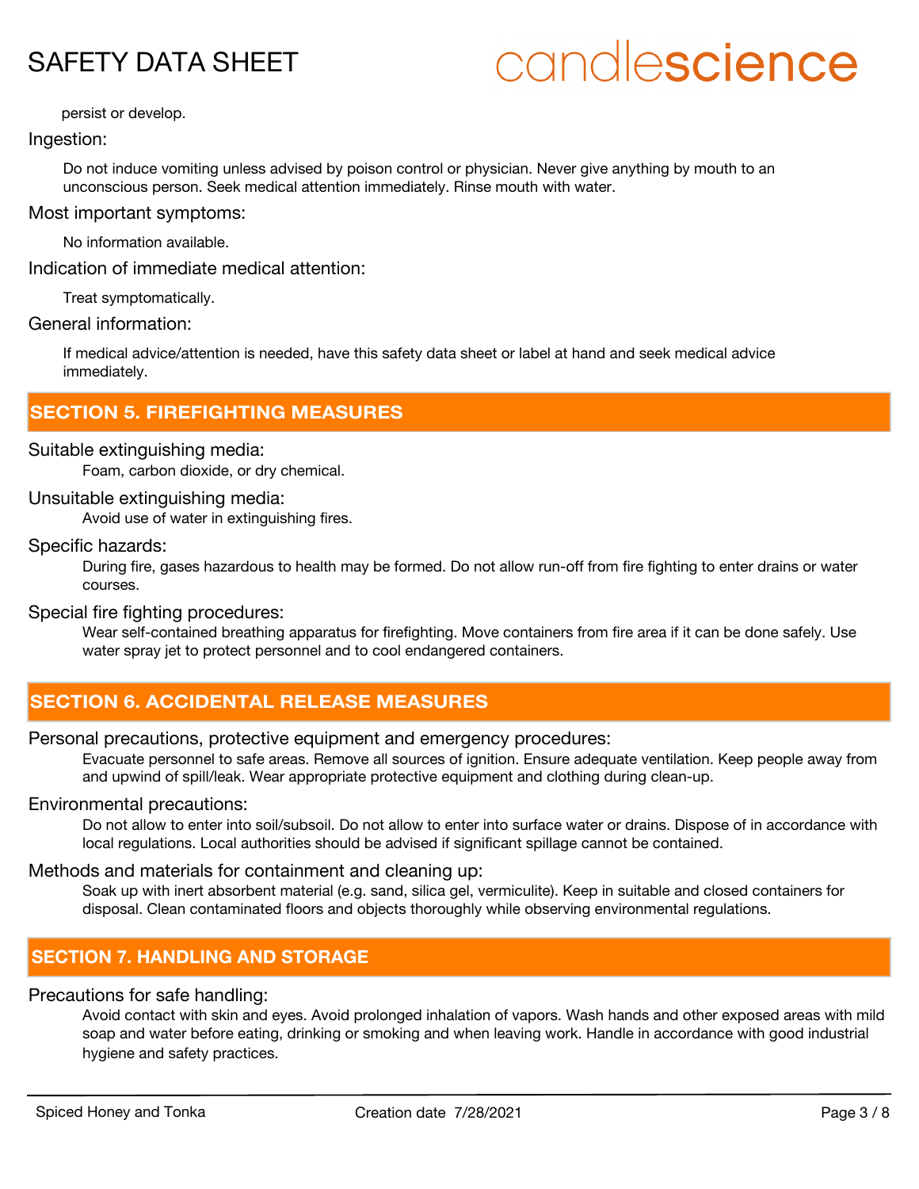persist or develop.

### Ingestion:

Do not induce vomiting unless advised by poison control or physician. Never give anything by mouth to an unconscious person. Seek medical attention immediately. Rinse mouth with water.

### Most important symptoms:

No information available.

### Indication of immediate medical attention:

Treat symptomatically.

### General information:

If medical advice/attention is needed, have this safety data sheet or label at hand and seek medical advice immediately.

## SECTION 5. FIREFIGHTING MEASURES

### Suitable extinguishing media:

Foam, carbon dioxide, or dry chemical.

### Unsuitable extinguishing media:

Avoid use of water in extinguishing fires.

### Specific hazards:

During fire, gases hazardous to health may be formed. Do not allow run-off from fire fighting to enter drains or water courses.

### Special fire fighting procedures:

Wear self-contained breathing apparatus for firefighting. Move containers from fire area if it can be done safely. Use water spray jet to protect personnel and to cool endangered containers.

## SECTION 6. ACCIDENTAL RELEASE MEASURES

### Personal precautions, protective equipment and emergency procedures:

Evacuate personnel to safe areas. Remove all sources of ignition. Ensure adequate ventilation. Keep people away from and upwind of spill/leak. Wear appropriate protective equipment and clothing during clean-up.

### Environmental precautions:

Do not allow to enter into soil/subsoil. Do not allow to enter into surface water or drains. Dispose of in accordance with local regulations. Local authorities should be advised if significant spillage cannot be contained.

### Methods and materials for containment and cleaning up:

Soak up with inert absorbent material (e.g. sand, silica gel, vermiculite). Keep in suitable and closed containers for disposal. Clean contaminated floors and objects thoroughly while observing environmental regulations.

## SECTION 7. HANDLING AND STORAGE

### Precautions for safe handling:

Avoid contact with skin and eyes. Avoid prolonged inhalation of vapors. Wash hands and other exposed areas with mild soap and water before eating, drinking or smoking and when leaving work. Handle in accordance with good industrial hygiene and safety practices.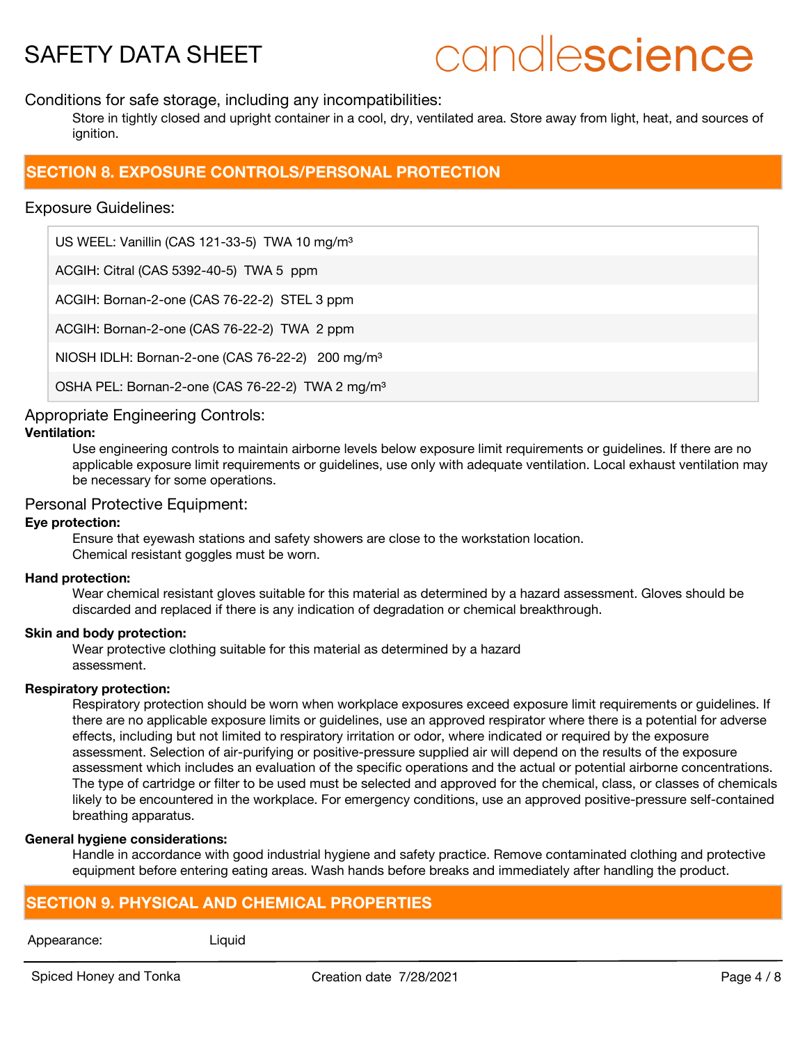Conditions for safe storage, including any incompatibilities:

Store in tightly closed and upright container in a cool, dry, ventilated area. Store away from light, heat, and sources of ignition.

## SECTION 8. EXPOSURE CONTROLS/PERSONAL PROTECTION

Exposure Guidelines:

| |
|---|
| US WEEL: Vanillin (CAS 121-33-5) TWA 10 mg/m³ |
| ACGIH: Citral (CAS 5392-40-5) TWA 5 ppm |
| ACGIH: Bornan-2-one (CAS 76-22-2) STEL 3 ppm |
| ACGIH: Bornan-2-one (CAS 76-22-2) TWA 2 ppm |
| NIOSH IDLH: Bornan-2-one (CAS 76-22-2) 200 mg/m³ |
| OSHA PEL: Bornan-2-one (CAS 76-22-2) TWA 2 mg/m³ |

Appropriate Engineering Controls:

**Ventilation:**

Use engineering controls to maintain airborne levels below exposure limit requirements or guidelines. If there are no applicable exposure limit requirements or guidelines, use only with adequate ventilation. Local exhaust ventilation may be necessary for some operations.

Personal Protective Equipment:

**Eye protection:**

Ensure that eyewash stations and safety showers are close to the workstation location.
Chemical resistant goggles must be worn.

**Hand protection:**

Wear chemical resistant gloves suitable for this material as determined by a hazard assessment. Gloves should be discarded and replaced if there is any indication of degradation or chemical breakthrough.

**Skin and body protection:**

Wear protective clothing suitable for this material as determined by a hazard assessment.

**Respiratory protection:**

Respiratory protection should be worn when workplace exposures exceed exposure limit requirements or guidelines. If there are no applicable exposure limits or guidelines, use an approved respirator where there is a potential for adverse effects, including but not limited to respiratory irritation or odor, where indicated or required by the exposure assessment. Selection of air-purifying or positive-pressure supplied air will depend on the results of the exposure assessment which includes an evaluation of the specific operations and the actual or potential airborne concentrations. The type of cartridge or filter to be used must be selected and approved for the chemical, class, or classes of chemicals likely to be encountered in the workplace. For emergency conditions, use an approved positive-pressure self-contained breathing apparatus.

**General hygiene considerations:**

Handle in accordance with good industrial hygiene and safety practice. Remove contaminated clothing and protective equipment before entering eating areas. Wash hands before breaks and immediately after handling the product.

## SECTION 9. PHYSICAL AND CHEMICAL PROPERTIES

| | |
|---|---|
| Appearance: | Liquid |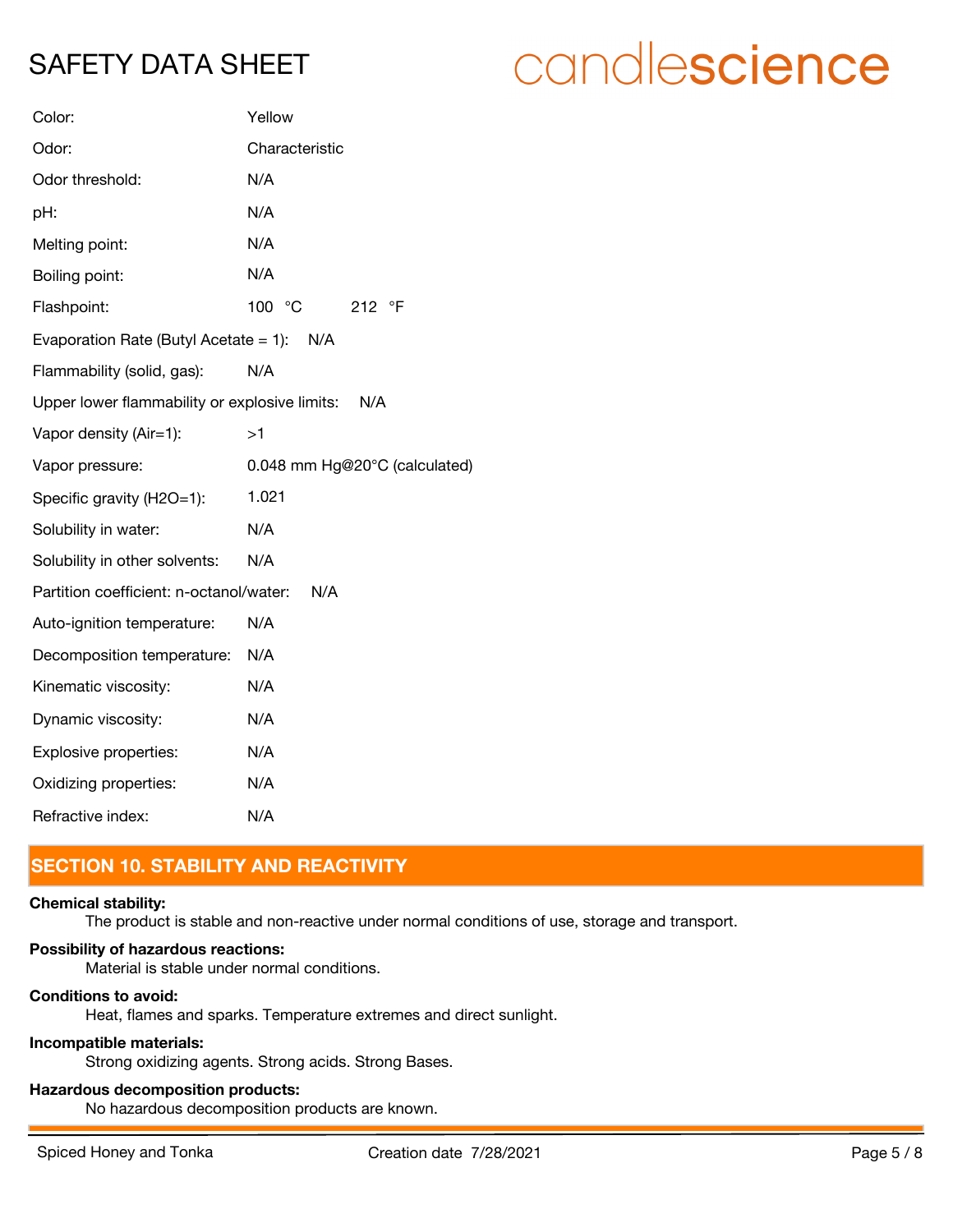| | |
|---|---|
| Color: | Yellow |
| Odor: | Characteristic |
| Odor threshold: | N/A |
| pH: | N/A |
| Melting point: | N/A |
| Boiling point: | N/A |
| Flashpoint: | 100 °C 212 °F |
| Evaporation Rate (Butyl Acetate = 1): | N/A |
| Flammability (solid, gas): | N/A |
| Upper lower flammability or explosive limits: | N/A |
| Vapor density (Air=1): | >1 |
| Vapor pressure: | 0.048 mm Hg@20°C (calculated) |
| Specific gravity (H2O=1): | 1.021 |
| Solubility in water: | N/A |
| Solubility in other solvents: | N/A |
| Partition coefficient: n-octanol/water: | N/A |
| Auto-ignition temperature: | N/A |
| Decomposition temperature: | N/A |
| Kinematic viscosity: | N/A |
| Dynamic viscosity: | N/A |
| Explosive properties: | N/A |
| Oxidizing properties: | N/A |
| Refractive index: | N/A |

## SECTION 10. STABILITY AND REACTIVITY

**Chemical stability:**
The product is stable and non-reactive under normal conditions of use, storage and transport.

**Possibility of hazardous reactions:**
Material is stable under normal conditions.

**Conditions to avoid:**
Heat, flames and sparks. Temperature extremes and direct sunlight.

**Incompatible materials:**
Strong oxidizing agents. Strong acids. Strong Bases.

**Hazardous decomposition products:**
No hazardous decomposition products are known.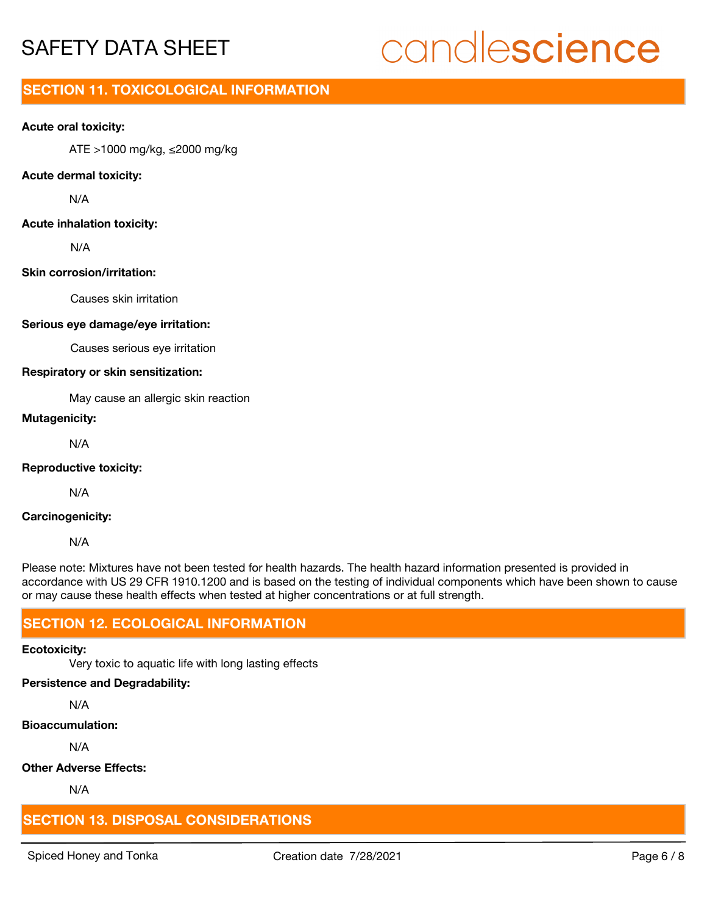## SECTION 11. TOXICOLOGICAL INFORMATION

**Acute oral toxicity:**

ATE >1000 mg/kg, ≤2000 mg/kg

**Acute dermal toxicity:**

N/A

**Acute inhalation toxicity:**

N/A

**Skin corrosion/irritation:**

Causes skin irritation

**Serious eye damage/eye irritation:**

Causes serious eye irritation

**Respiratory or skin sensitization:**

May cause an allergic skin reaction

**Mutagenicity:**

N/A

**Reproductive toxicity:**

N/A

**Carcinogenicity:**

N/A

Please note: Mixtures have not been tested for health hazards. The health hazard information presented is provided in accordance with US 29 CFR 1910.1200 and is based on the testing of individual components which have been shown to cause or may cause these health effects when tested at higher concentrations or at full strength.

## SECTION 12. ECOLOGICAL INFORMATION

**Ecotoxicity:**

Very toxic to aquatic life with long lasting effects

**Persistence and Degradability:**

N/A

**Bioaccumulation:**

N/A

**Other Adverse Effects:**

N/A

## SECTION 13. DISPOSAL CONSIDERATIONS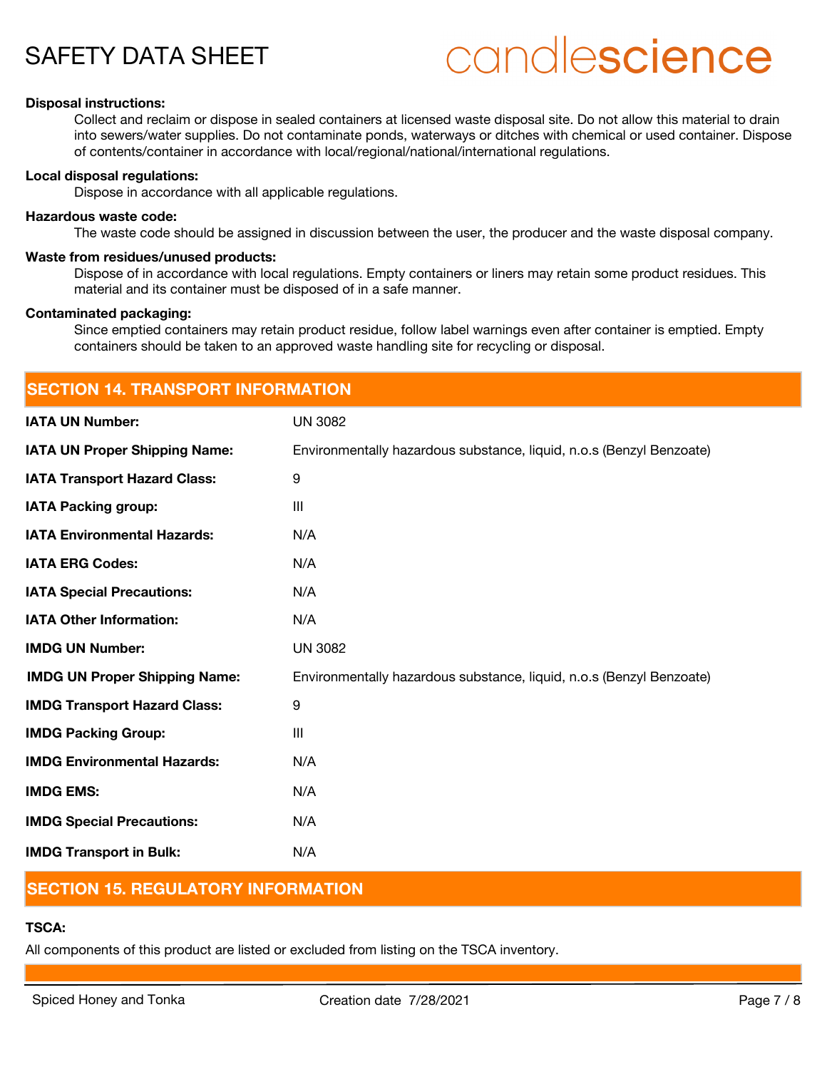**Disposal instructions:**

Collect and reclaim or dispose in sealed containers at licensed waste disposal site. Do not allow this material to drain into sewers/water supplies. Do not contaminate ponds, waterways or ditches with chemical or used container. Dispose of contents/container in accordance with local/regional/national/international regulations.

**Local disposal regulations:**

Dispose in accordance with all applicable regulations.

**Hazardous waste code:**

The waste code should be assigned in discussion between the user, the producer and the waste disposal company.

**Waste from residues/unused products:**

Dispose of in accordance with local regulations. Empty containers or liners may retain some product residues. This material and its container must be disposed of in a safe manner.

**Contaminated packaging:**

Since emptied containers may retain product residue, follow label warnings even after container is emptied. Empty containers should be taken to an approved waste handling site for recycling or disposal.

## SECTION 14. TRANSPORT INFORMATION

| | |
|---|---|
| **IATA UN Number:** | UN 3082 |
| **IATA UN Proper Shipping Name:** | Environmentally hazardous substance, liquid, n.o.s (Benzyl Benzoate) |
| **IATA Transport Hazard Class:** | 9 |
| **IATA Packing group:** | III |
| **IATA Environmental Hazards:** | N/A |
| **IATA ERG Codes:** | N/A |
| **IATA Special Precautions:** | N/A |
| **IATA Other Information:** | N/A |
| **IMDG UN Number:** | UN 3082 |
| **IMDG UN Proper Shipping Name:** | Environmentally hazardous substance, liquid, n.o.s (Benzyl Benzoate) |
| **IMDG Transport Hazard Class:** | 9 |
| **IMDG Packing Group:** | III |
| **IMDG Environmental Hazards:** | N/A |
| **IMDG EMS:** | N/A |
| **IMDG Special Precautions:** | N/A |
| **IMDG Transport in Bulk:** | N/A |

## SECTION 15. REGULATORY INFORMATION

**TSCA:**

All components of this product are listed or excluded from listing on the TSCA inventory.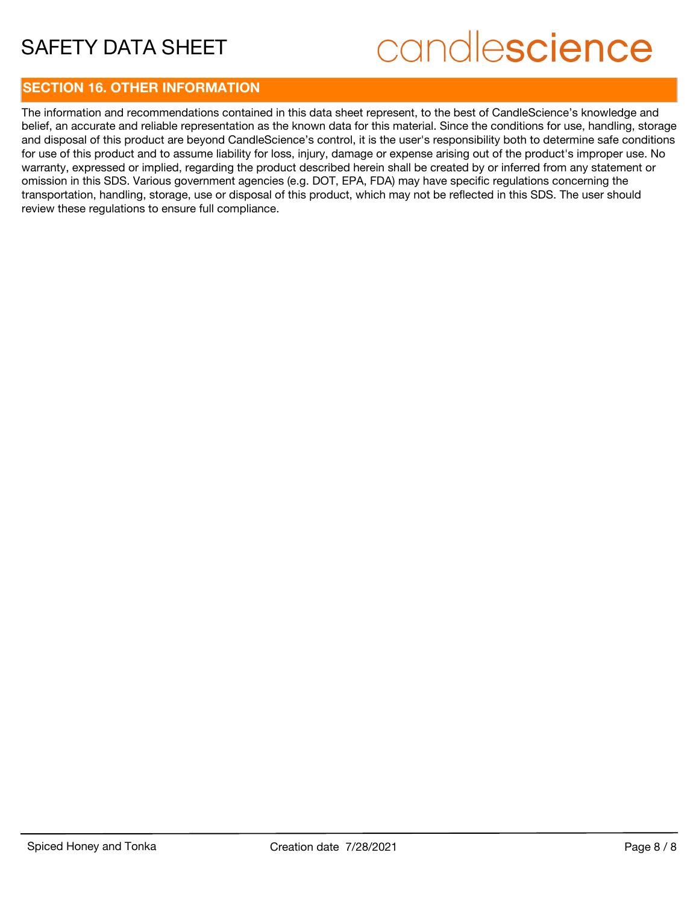## SECTION 16. OTHER INFORMATION

The information and recommendations contained in this data sheet represent, to the best of CandleScience's knowledge and belief, an accurate and reliable representation as the known data for this material. Since the conditions for use, handling, storage and disposal of this product are beyond CandleScience's control, it is the user's responsibility both to determine safe conditions for use of this product and to assume liability for loss, injury, damage or expense arising out of the product's improper use. No warranty, expressed or implied, regarding the product described herein shall be created by or inferred from any statement or omission in this SDS. Various government agencies (e.g. DOT, EPA, FDA) may have specific regulations concerning the transportation, handling, storage, use or disposal of this product, which may not be reflected in this SDS. The user should review these regulations to ensure full compliance.